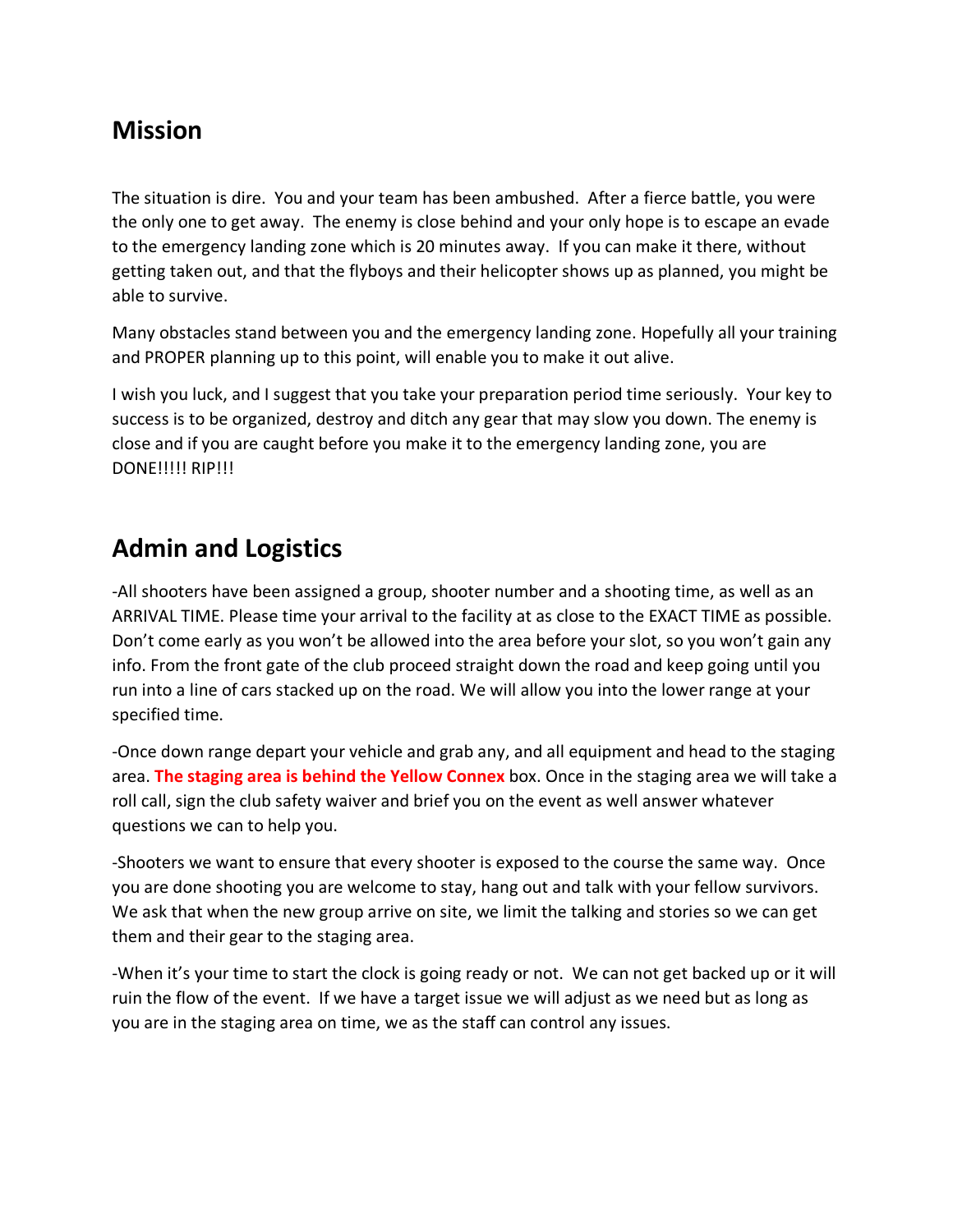## Mission

The situation is dire. You and your team has been ambushed. After a fierce battle, you were the only one to get away. The enemy is close behind and your only hope is to escape an evade to the emergency landing zone which is 20 minutes away. If you can make it there, without getting taken out, and that the flyboys and their helicopter shows up as planned, you might be able to survive.

Many obstacles stand between you and the emergency landing zone. Hopefully all your training and PROPER planning up to this point, will enable you to make it out alive.

I wish you luck, and I suggest that you take your preparation period time seriously. Your key to success is to be organized, destroy and ditch any gear that may slow you down. The enemy is close and if you are caught before you make it to the emergency landing zone, you are DONE!!!!! RIP!!!

## Admin and Logistics

-All shooters have been assigned a group, shooter number and a shooting time, as well as an ARRIVAL TIME. Please time your arrival to the facility at as close to the EXACT TIME as possible. Don't come early as you won't be allowed into the area before your slot, so you won't gain any info. From the front gate of the club proceed straight down the road and keep going until you run into a line of cars stacked up on the road. We will allow you into the lower range at your specified time.

-Once down range depart your vehicle and grab any, and all equipment and head to the staging area. **The staging area is behind the Yellow Connex** box. Once in the staging area we will take a roll call, sign the club safety waiver and brief you on the event as well answer whatever questions we can to help you.

-Shooters we want to ensure that every shooter is exposed to the course the same way. Once you are done shooting you are welcome to stay, hang out and talk with your fellow survivors. We ask that when the new group arrive on site, we limit the talking and stories so we can get them and their gear to the staging area.

-When it's your time to start the clock is going ready or not. We can not get backed up or it will ruin the flow of the event. If we have a target issue we will adjust as we need but as long as you are in the staging area on time, we as the staff can control any issues.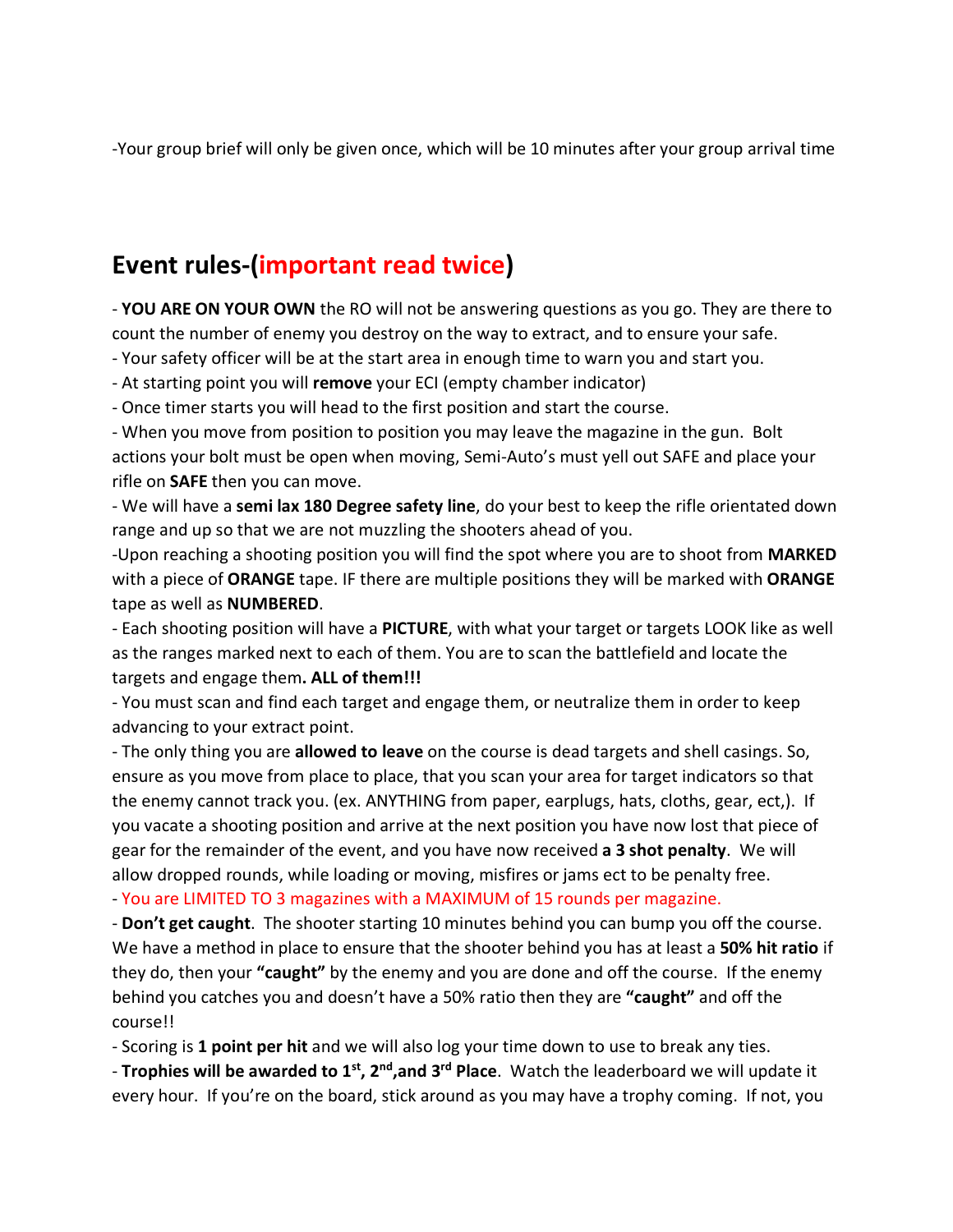-Your group brief will only be given once, which will be 10 minutes after your group arrival time

## Event rules-(important read twice)

- **YOU ARE ON YOUR OWN** the RO will not be answering questions as you go. They are there to count the number of enemy you destroy on the way to extract, and to ensure your safe.
- Your safety officer will be at the start area in enough time to warn you and start you.
- At starting point you will **remove** your ECI (empty chamber indicator)
- Once timer starts you will head to the first position and start the course.
- When you move from position to position you may leave the magazine in the gun. Bolt actions your bolt must be open when moving, Semi-Auto's must yell out SAFE and place your rifle on **SAFE** then you can move.
- We will have a **semi lax 180 Degree safety line**, do your best to keep the rifle orientated down range and up so that we are not muzzling the shooters ahead of you.
-Upon reaching a shooting position you will find the spot where you are to shoot from **MARKED** with a piece of **ORANGE** tape. IF there are multiple positions they will be marked with **ORANGE** tape as well as **NUMBERED**.
- Each shooting position will have a **PICTURE**, with what your target or targets LOOK like as well as the ranges marked next to each of them. You are to scan the battlefield and locate the targets and engage them**. ALL of them!!!**
- You must scan and find each target and engage them, or neutralize them in order to keep advancing to your extract point.
- The only thing you are **allowed to leave** on the course is dead targets and shell casings. So, ensure as you move from place to place, that you scan your area for target indicators so that the enemy cannot track you. (ex. ANYTHING from paper, earplugs, hats, cloths, gear, ect,). If you vacate a shooting position and arrive at the next position you have now lost that piece of gear for the remainder of the event, and you have now received **a 3 shot penalty**. We will allow dropped rounds, while loading or moving, misfires or jams ect to be penalty free.
- You are LIMITED TO 3 magazines with a MAXIMUM of 15 rounds per magazine.
- **Don't get caught**. The shooter starting 10 minutes behind you can bump you off the course. We have a method in place to ensure that the shooter behind you has at least a **50% hit ratio** if they do, then your **"caught"** by the enemy and you are done and off the course. If the enemy behind you catches you and doesn't have a 50% ratio then they are **"caught"** and off the course!!
- Scoring is **1 point per hit** and we will also log your time down to use to break any ties.
- **Trophies will be awarded to 1st, 2nd, and 3rd Place**. Watch the leaderboard we will update it every hour. If you're on the board, stick around as you may have a trophy coming. If not, you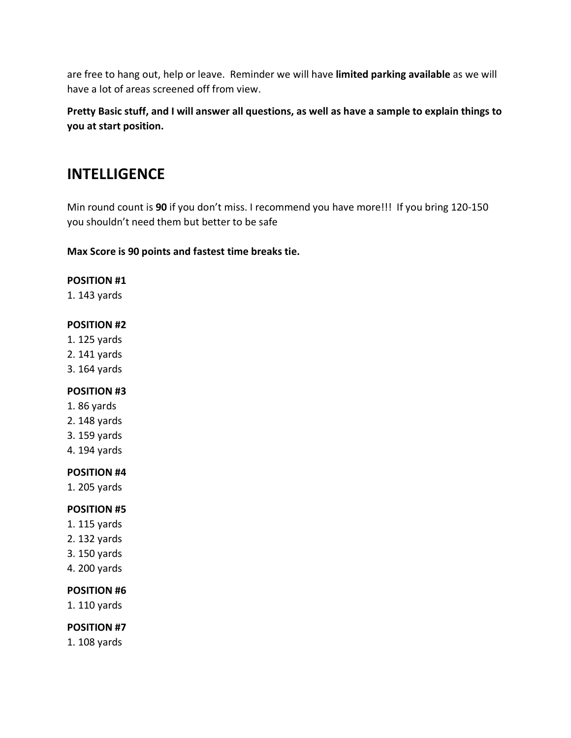are free to hang out, help or leave. Reminder we will have **limited parking available** as we will have a lot of areas screened off from view.

**Pretty Basic stuff, and I will answer all questions, as well as have a sample to explain things to you at start position.**

## INTELLIGENCE

Min round count is **90** if you don't miss. I recommend you have more!!! If you bring 120-150 you shouldn't need them but better to be safe

**Max Score is 90 points and fastest time breaks tie.**

**POSITION #1**

1. 143 yards

**POSITION #2**

1. 125 yards
2. 141 yards
3. 164 yards

**POSITION #3**

1. 86 yards
2. 148 yards
3. 159 yards
4. 194 yards

**POSITION #4**

1. 205 yards

**POSITION #5**

1. 115 yards
2. 132 yards
3. 150 yards
4. 200 yards

**POSITION #6**

1. 110 yards

**POSITION #7**

1. 108 yards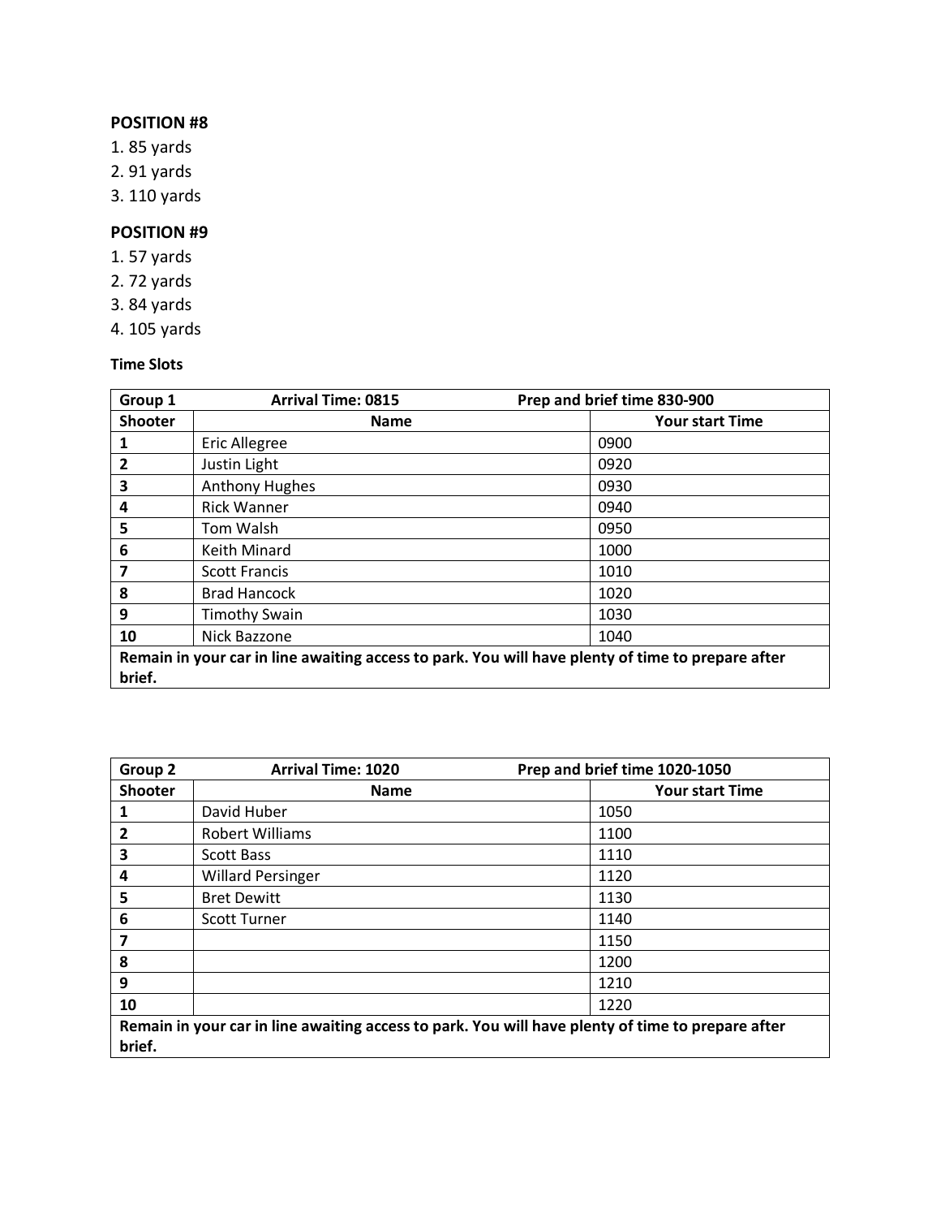**POSITION #8**

1. 85 yards
2. 91 yards
3. 110 yards

**POSITION #9**

1. 57 yards
2. 72 yards
3. 84 yards
4. 105 yards

**Time Slots**

| **Group 1** | **Arrival Time: 0815** | **Prep and brief time 830-900** |
|---|---|---|
| **Shooter** | **Name** | **Your start Time** |
| **1** | Eric Allegree | 0900 |
| **2** | Justin Light | 0920 |
| **3** | Anthony Hughes | 0930 |
| **4** | Rick Wanner | 0940 |
| **5** | Tom Walsh | 0950 |
| **6** | Keith Minard | 1000 |
| **7** | Scott Francis | 1010 |
| **8** | Brad Hancock | 1020 |
| **9** | Timothy Swain | 1030 |
| **10** | Nick Bazzone | 1040 |
| **Remain in your car in line awaiting access to park. You will have plenty of time to prepare after brief.** | | |

| **Group 2** | **Arrival Time: 1020** | **Prep and brief time 1020-1050** |
|---|---|---|
| **Shooter** | **Name** | **Your start Time** |
| **1** | David Huber | 1050 |
| **2** | Robert Williams | 1100 |
| **3** | Scott Bass | 1110 |
| **4** | Willard Persinger | 1120 |
| **5** | Bret Dewitt | 1130 |
| **6** | Scott Turner | 1140 |
| **7** | | 1150 |
| **8** | | 1200 |
| **9** | | 1210 |
| **10** | | 1220 |
| **Remain in your car in line awaiting access to park. You will have plenty of time to prepare after brief.** | | |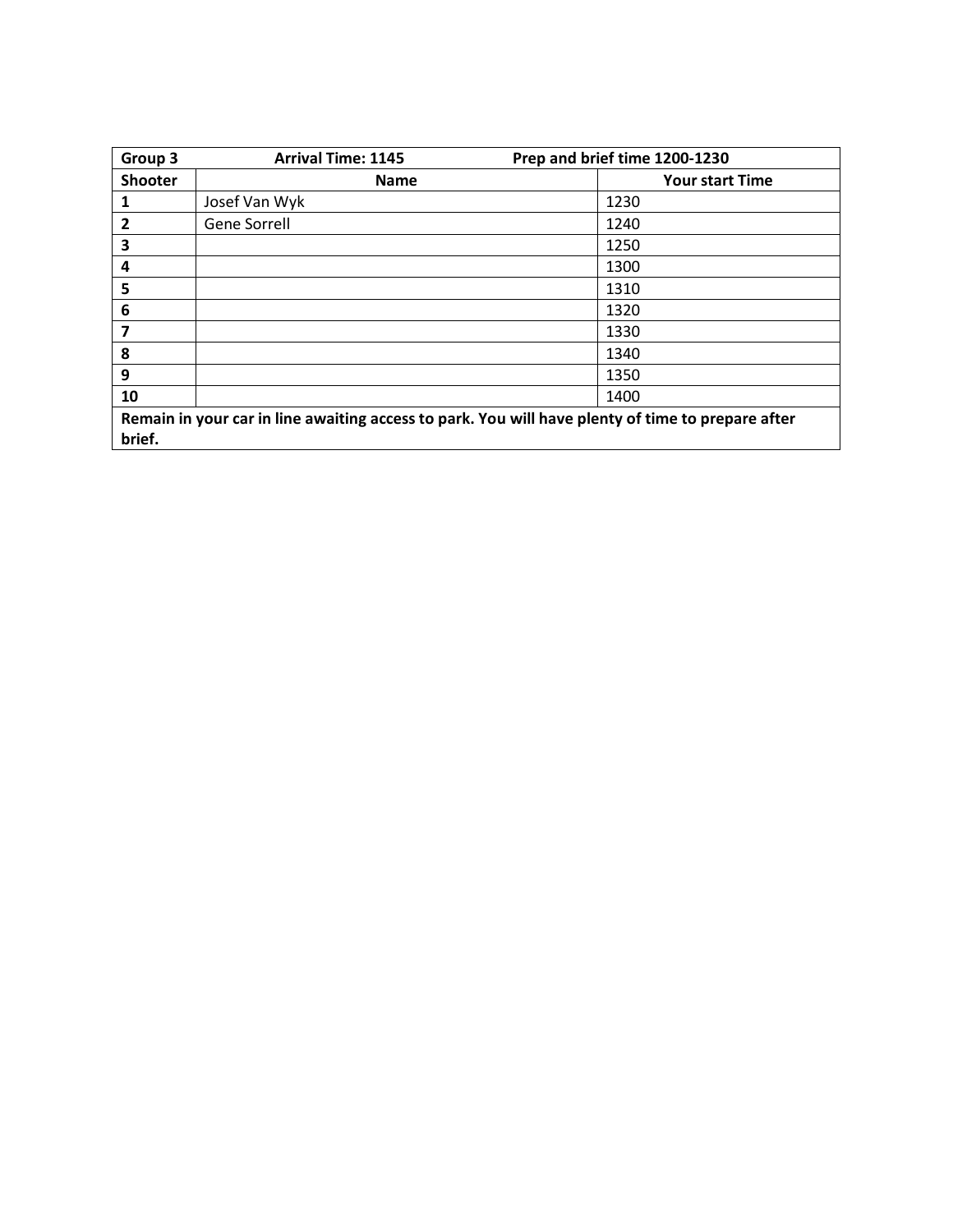| Group 3 | Arrival Time: 1145 | Prep and brief time 1200-1230 |
| --- | --- | --- |
| **Shooter** | **Name** | **Your start Time** |
| **1** | Josef Van Wyk | 1230 |
| **2** | Gene Sorrell | 1240 |
| **3** | | 1250 |
| **4** | | 1300 |
| **5** | | 1310 |
| **6** | | 1320 |
| **7** | | 1330 |
| **8** | | 1340 |
| **9** | | 1350 |
| **10** | | 1400 |
| **Remain in your car in line awaiting access to park. You will have plenty of time to prepare after brief.** | | |